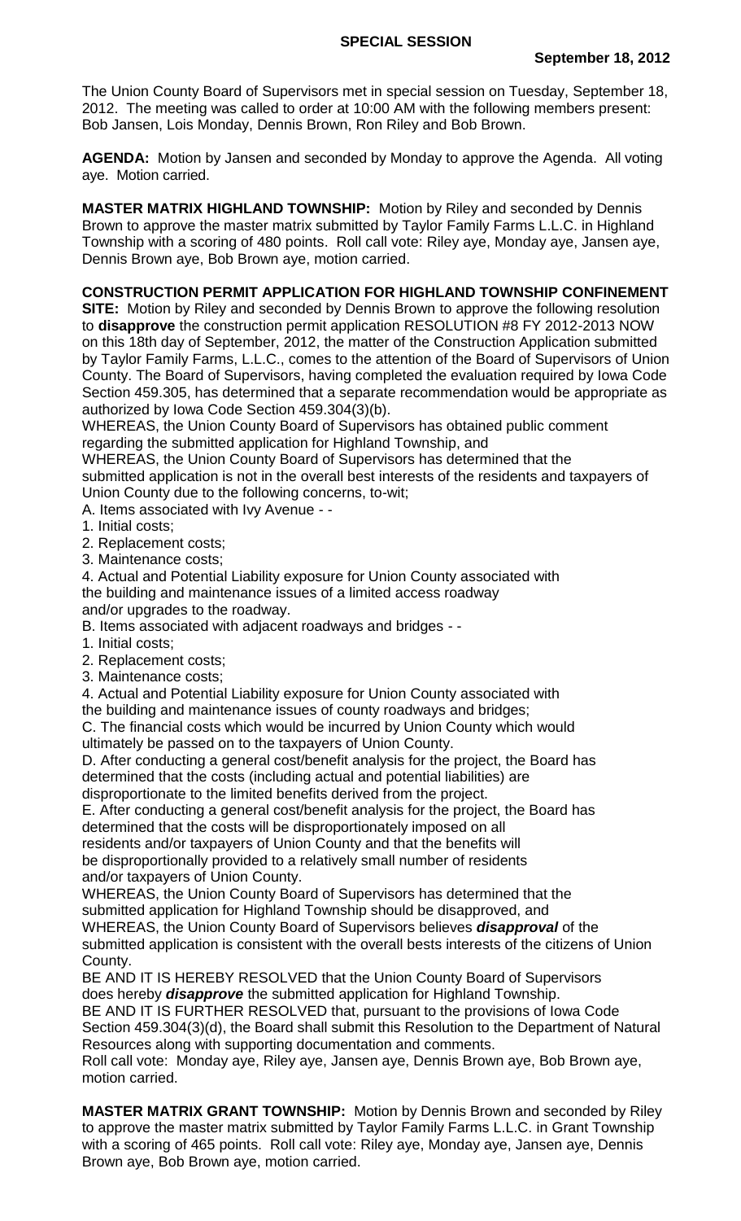## SPECIAL SESSION

**September 18, 2012**

The Union County Board of Supervisors met in special session on Tuesday, September 18, 2012. The meeting was called to order at 10:00 AM with the following members present: Bob Jansen, Lois Monday, Dennis Brown, Ron Riley and Bob Brown.

**AGENDA:** Motion by Jansen and seconded by Monday to approve the Agenda. All voting aye. Motion carried.

**MASTER MATRIX HIGHLAND TOWNSHIP:** Motion by Riley and seconded by Dennis Brown to approve the master matrix submitted by Taylor Family Farms L.L.C. in Highland Township with a scoring of 480 points. Roll call vote: Riley aye, Monday aye, Jansen aye, Dennis Brown aye, Bob Brown aye, motion carried.

**CONSTRUCTION PERMIT APPLICATION FOR HIGHLAND TOWNSHIP CONFINEMENT SITE:** Motion by Riley and seconded by Dennis Brown to approve the following resolution to **disapprove** the construction permit application RESOLUTION #8 FY 2012-2013 NOW on this 18th day of September, 2012, the matter of the Construction Application submitted by Taylor Family Farms, L.L.C., comes to the attention of the Board of Supervisors of Union County. The Board of Supervisors, having completed the evaluation required by Iowa Code Section 459.305, has determined that a separate recommendation would be appropriate as authorized by Iowa Code Section 459.304(3)(b).

WHEREAS, the Union County Board of Supervisors has obtained public comment regarding the submitted application for Highland Township, and

WHEREAS, the Union County Board of Supervisors has determined that the submitted application is not in the overall best interests of the residents and taxpayers of Union County due to the following concerns, to-wit;

A. Items associated with Ivy Avenue - -
1. Initial costs;
2. Replacement costs;
3. Maintenance costs;
4. Actual and Potential Liability exposure for Union County associated with the building and maintenance issues of a limited access roadway and/or upgrades to the roadway.

B. Items associated with adjacent roadways and bridges - -
1. Initial costs;
2. Replacement costs;
3. Maintenance costs;
4. Actual and Potential Liability exposure for Union County associated with the building and maintenance issues of county roadways and bridges;

C. The financial costs which would be incurred by Union County which would ultimately be passed on to the taxpayers of Union County.

D. After conducting a general cost/benefit analysis for the project, the Board has determined that the costs (including actual and potential liabilities) are disproportionate to the limited benefits derived from the project.

E. After conducting a general cost/benefit analysis for the project, the Board has determined that the costs will be disproportionately imposed on all residents and/or taxpayers of Union County and that the benefits will be disproportionally provided to a relatively small number of residents and/or taxpayers of Union County.

WHEREAS, the Union County Board of Supervisors has determined that the submitted application for Highland Township should be disapproved, and

WHEREAS, the Union County Board of Supervisors believes ***disapproval*** of the submitted application is consistent with the overall bests interests of the citizens of Union County.

BE AND IT IS HEREBY RESOLVED that the Union County Board of Supervisors does hereby ***disapprove*** the submitted application for Highland Township.

BE AND IT IS FURTHER RESOLVED that, pursuant to the provisions of Iowa Code Section 459.304(3)(d), the Board shall submit this Resolution to the Department of Natural Resources along with supporting documentation and comments.

Roll call vote: Monday aye, Riley aye, Jansen aye, Dennis Brown aye, Bob Brown aye, motion carried.

**MASTER MATRIX GRANT TOWNSHIP:** Motion by Dennis Brown and seconded by Riley to approve the master matrix submitted by Taylor Family Farms L.L.C. in Grant Township with a scoring of 465 points. Roll call vote: Riley aye, Monday aye, Jansen aye, Dennis Brown aye, Bob Brown aye, motion carried.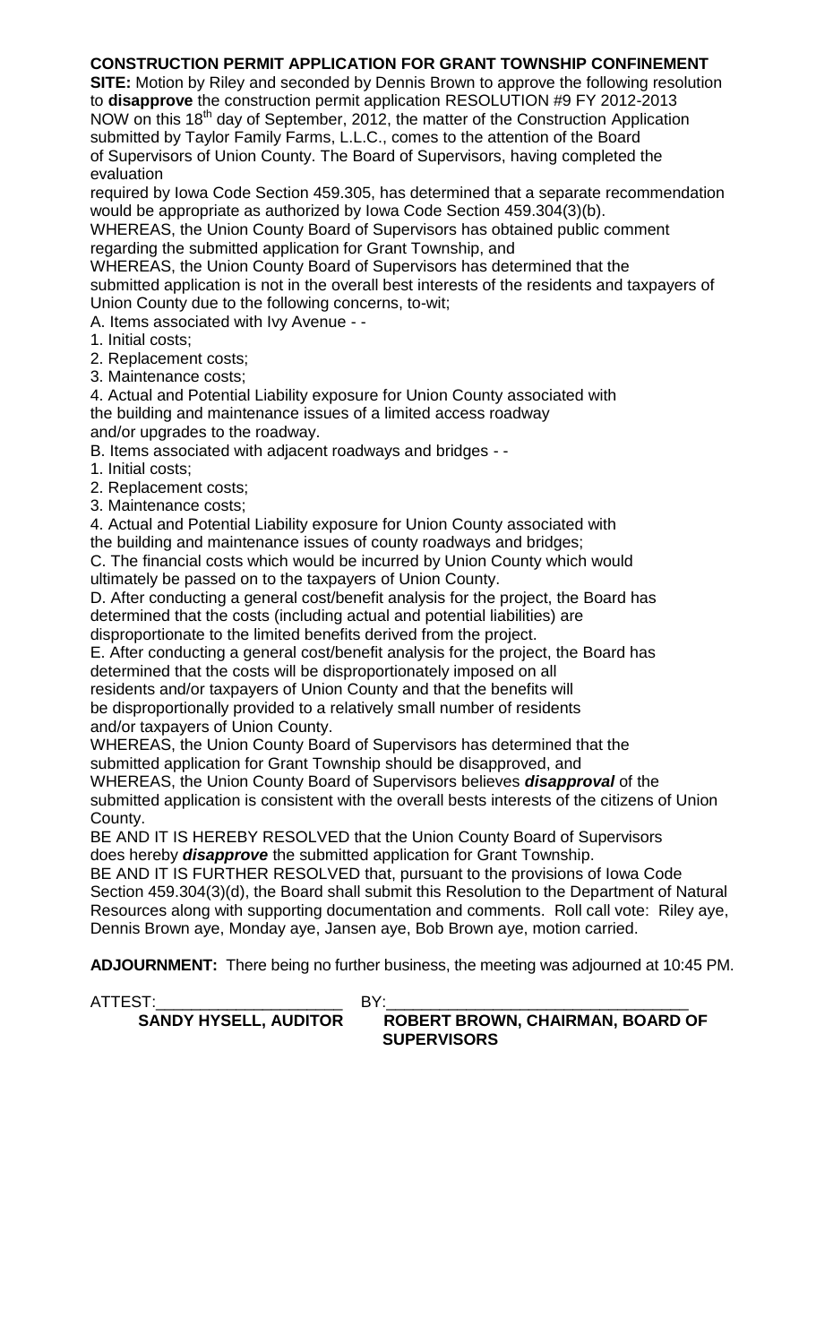**CONSTRUCTION PERMIT APPLICATION FOR GRANT TOWNSHIP CONFINEMENT**

**SITE:** Motion by Riley and seconded by Dennis Brown to approve the following resolution to **disapprove** the construction permit application RESOLUTION #9 FY 2012-2013 NOW on this 18th day of September, 2012, the matter of the Construction Application submitted by Taylor Family Farms, L.L.C., comes to the attention of the Board of Supervisors of Union County. The Board of Supervisors, having completed the evaluation required by Iowa Code Section 459.305, has determined that a separate recommendation would be appropriate as authorized by Iowa Code Section 459.304(3)(b).

WHEREAS, the Union County Board of Supervisors has obtained public comment regarding the submitted application for Grant Township, and

WHEREAS, the Union County Board of Supervisors has determined that the submitted application is not in the overall best interests of the residents and taxpayers of Union County due to the following concerns, to-wit;

A. Items associated with Ivy Avenue - -

1. Initial costs;
2. Replacement costs;
3. Maintenance costs;
4. Actual and Potential Liability exposure for Union County associated with the building and maintenance issues of a limited access roadway and/or upgrades to the roadway.

B. Items associated with adjacent roadways and bridges - -

1. Initial costs;
2. Replacement costs;
3. Maintenance costs;
4. Actual and Potential Liability exposure for Union County associated with the building and maintenance issues of county roadways and bridges;

C. The financial costs which would be incurred by Union County which would ultimately be passed on to the taxpayers of Union County.

D. After conducting a general cost/benefit analysis for the project, the Board has determined that the costs (including actual and potential liabilities) are disproportionate to the limited benefits derived from the project.

E. After conducting a general cost/benefit analysis for the project, the Board has determined that the costs will be disproportionately imposed on all residents and/or taxpayers of Union County and that the benefits will be disproportionally provided to a relatively small number of residents and/or taxpayers of Union County.

WHEREAS, the Union County Board of Supervisors has determined that the submitted application for Grant Township should be disapproved, and

WHEREAS, the Union County Board of Supervisors believes ***disapproval*** of the submitted application is consistent with the overall bests interests of the citizens of Union County.

BE AND IT IS HEREBY RESOLVED that the Union County Board of Supervisors does hereby ***disapprove*** the submitted application for Grant Township.

BE AND IT IS FURTHER RESOLVED that, pursuant to the provisions of Iowa Code Section 459.304(3)(d), the Board shall submit this Resolution to the Department of Natural Resources along with supporting documentation and comments. Roll call vote: Riley aye, Dennis Brown aye, Monday aye, Jansen aye, Bob Brown aye, motion carried.

**ADJOURNMENT:** There being no further business, the meeting was adjourned at 10:45 PM.

ATTEST:_____________________ BY:_________________________________

**SANDY HYSELL, AUDITOR** **ROBERT BROWN, CHAIRMAN, BOARD OF SUPERVISORS**